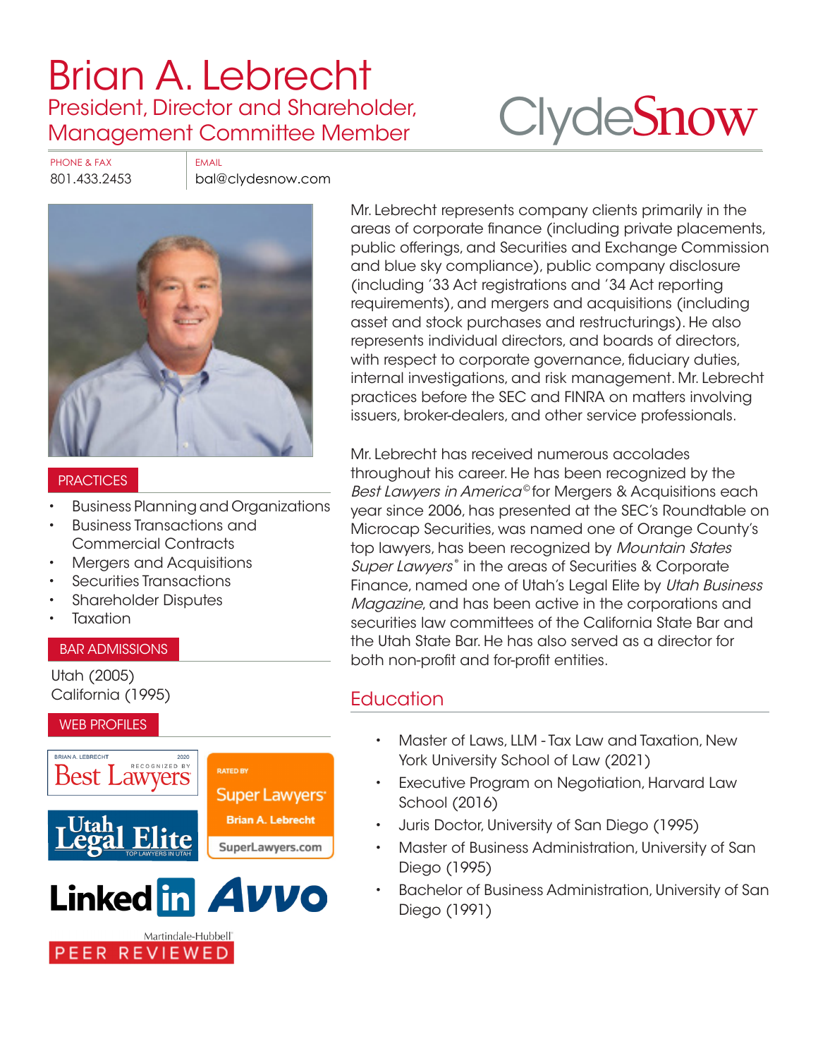# Brian A. Lebrecht

## President, Director and Shareholder, Management Committee Member

ClydeSnow

PHONE & FAX
801.433.2453

EMAIL
bal@clydesnow.com

Mr. Lebrecht represents company clients primarily in the areas of corporate finance (including private placements, public offerings, and Securities and Exchange Commission and blue sky compliance), public company disclosure (including '33 Act registrations and '34 Act reporting requirements), and mergers and acquisitions (including asset and stock purchases and restructurings). He also represents individual directors, and boards of directors, with respect to corporate governance, fiduciary duties, internal investigations, and risk management. Mr. Lebrecht practices before the SEC and FINRA on matters involving issuers, broker-dealers, and other service professionals.

Mr. Lebrecht has received numerous accolades throughout his career. He has been recognized by the *Best Lawyers in America*© for Mergers & Acquisitions each year since 2006, has presented at the SEC's Roundtable on Microcap Securities, was named one of Orange County's top lawyers, has been recognized by *Mountain States Super Lawyers*® in the areas of Securities & Corporate Finance, named one of Utah's Legal Elite by *Utah Business Magazine*, and has been active in the corporations and securities law committees of the California State Bar and the Utah State Bar. He has also served as a director for both non-profit and for-profit entities.

### PRACTICES

- Business Planning and Organizations
- Business Transactions and Commercial Contracts
- Mergers and Acquisitions
- Securities Transactions
- Shareholder Disputes
- Taxation

### BAR ADMISSIONS

Utah (2005)
California (1995)

### WEB PROFILES

Brian A. Lebrecht 2020 Best Lawyers Recognized By

Rated By Super Lawyers Brian A. Lebrecht SuperLawyers.com

Utah Legal Elite Top Lawyers in Utah

LinkedIn

Avvo

Martindale-Hubbell Peer Reviewed

## Education

- Master of Laws, LLM - Tax Law and Taxation, New York University School of Law (2021)
- Executive Program on Negotiation, Harvard Law School (2016)
- Juris Doctor, University of San Diego (1995)
- Master of Business Administration, University of San Diego (1995)
- Bachelor of Business Administration, University of San Diego (1991)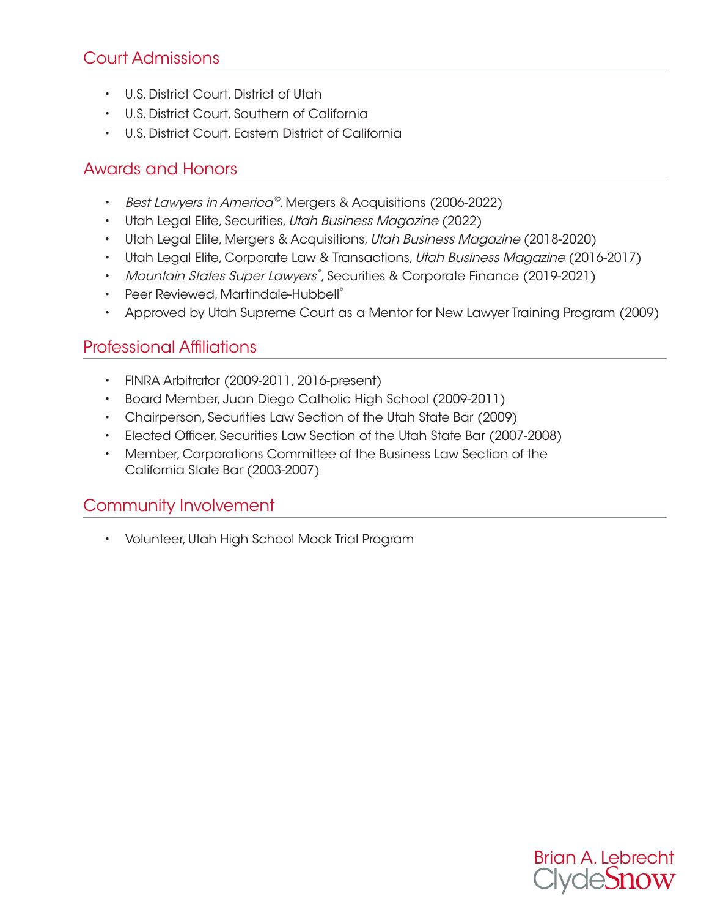## Court Admissions

- U.S. District Court, District of Utah
- U.S. District Court, Southern of California
- U.S. District Court, Eastern District of California

## Awards and Honors

- *Best Lawyers in America*©, Mergers & Acquisitions (2006-2022)
- Utah Legal Elite, Securities, *Utah Business Magazine* (2022)
- Utah Legal Elite, Mergers & Acquisitions, *Utah Business Magazine* (2018-2020)
- Utah Legal Elite, Corporate Law & Transactions, *Utah Business Magazine* (2016-2017)
- *Mountain States Super Lawyers*®, Securities & Corporate Finance (2019-2021)
- Peer Reviewed, Martindale-Hubbell®
- Approved by Utah Supreme Court as a Mentor for New Lawyer Training Program (2009)

## Professional Affiliations

- FINRA Arbitrator (2009-2011, 2016-present)
- Board Member, Juan Diego Catholic High School (2009-2011)
- Chairperson, Securities Law Section of the Utah State Bar (2009)
- Elected Officer, Securities Law Section of the Utah State Bar (2007-2008)
- Member, Corporations Committee of the Business Law Section of the California State Bar (2003-2007)

## Community Involvement

- Volunteer, Utah High School Mock Trial Program